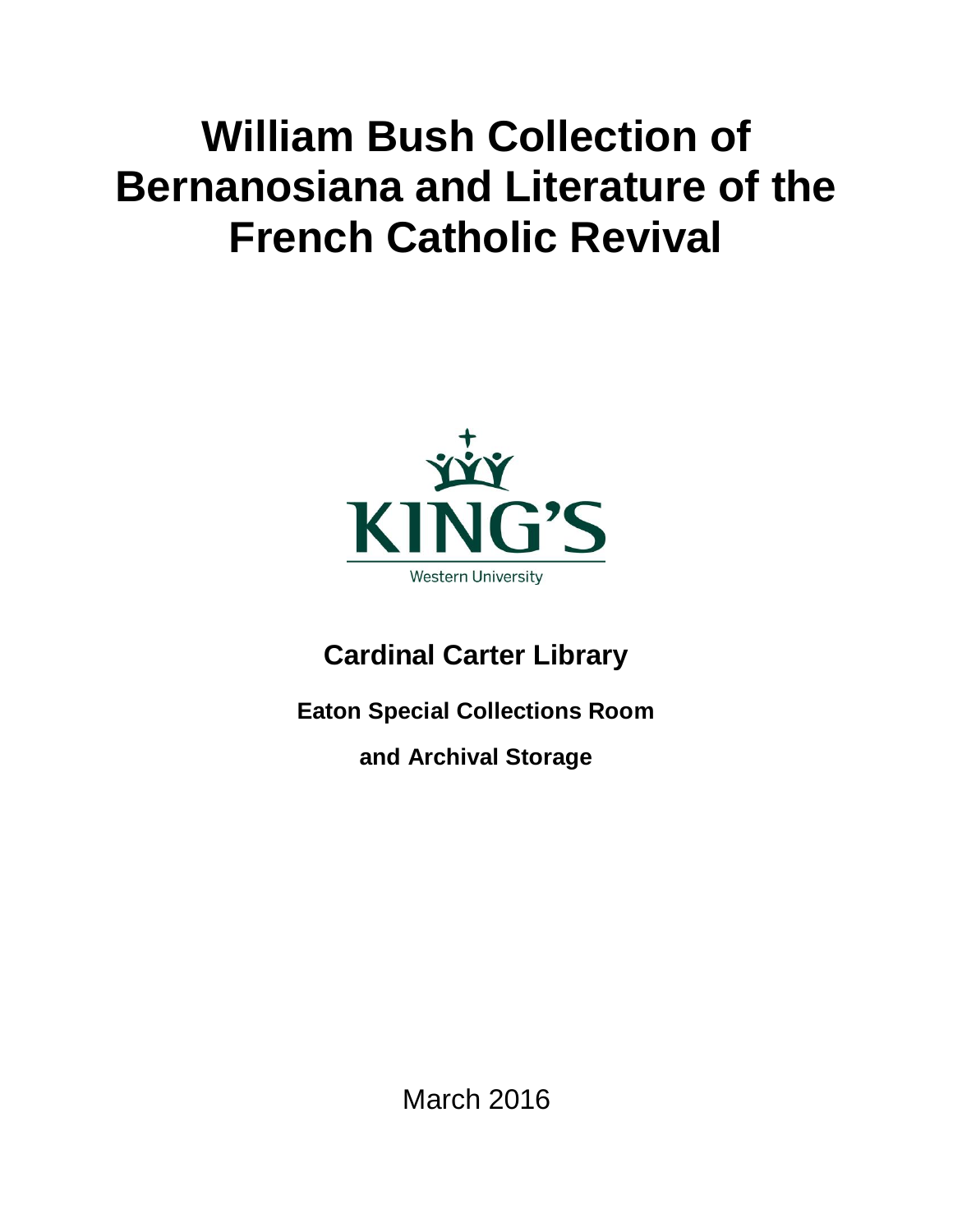# William Bush Collection of Bernanosiana and Literature of the French Catholic Revival

KING'S

Western University

## Cardinal Carter Library

### Eaton Special Collections Room

### and Archival Storage

March 2016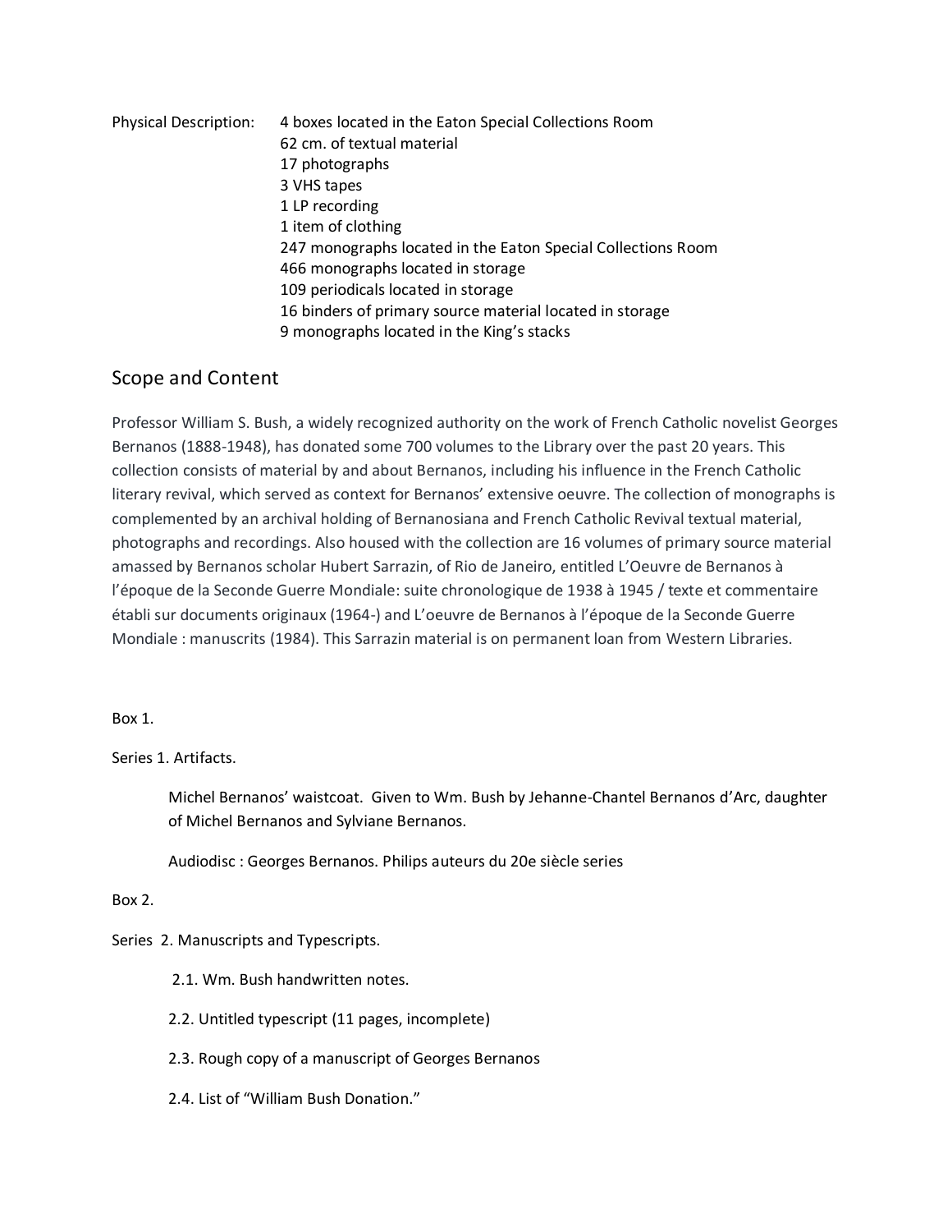Physical Description: 4 boxes located in the Eaton Special Collections Room
62 cm. of textual material
17 photographs
3 VHS tapes
1 LP recording
1 item of clothing
247 monographs located in the Eaton Special Collections Room
466 monographs located in storage
109 periodicals located in storage
16 binders of primary source material located in storage
9 monographs located in the King's stacks

## Scope and Content

Professor William S. Bush, a widely recognized authority on the work of French Catholic novelist Georges Bernanos (1888-1948), has donated some 700 volumes to the Library over the past 20 years. This collection consists of material by and about Bernanos, including his influence in the French Catholic literary revival, which served as context for Bernanos' extensive oeuvre. The collection of monographs is complemented by an archival holding of Bernanosiana and French Catholic Revival textual material, photographs and recordings. Also housed with the collection are 16 volumes of primary source material amassed by Bernanos scholar Hubert Sarrazin, of Rio de Janeiro, entitled L'Oeuvre de Bernanos à l'époque de la Seconde Guerre Mondiale: suite chronologique de 1938 à 1945 / texte et commentaire établi sur documents originaux (1964-) and L'oeuvre de Bernanos à l'époque de la Seconde Guerre Mondiale : manuscrits (1984). This Sarrazin material is on permanent loan from Western Libraries.

Box 1.

Series 1. Artifacts.

> Michel Bernanos' waistcoat. Given to Wm. Bush by Jehanne-Chantel Bernanos d'Arc, daughter of Michel Bernanos and Sylviane Bernanos.
>
> Audiodisc : Georges Bernanos. Philips auteurs du 20e siècle series

Box 2.

Series 2. Manuscripts and Typescripts.

> 2.1. Wm. Bush handwritten notes.
>
> 2.2. Untitled typescript (11 pages, incomplete)
>
> 2.3. Rough copy of a manuscript of Georges Bernanos
>
> 2.4. List of "William Bush Donation."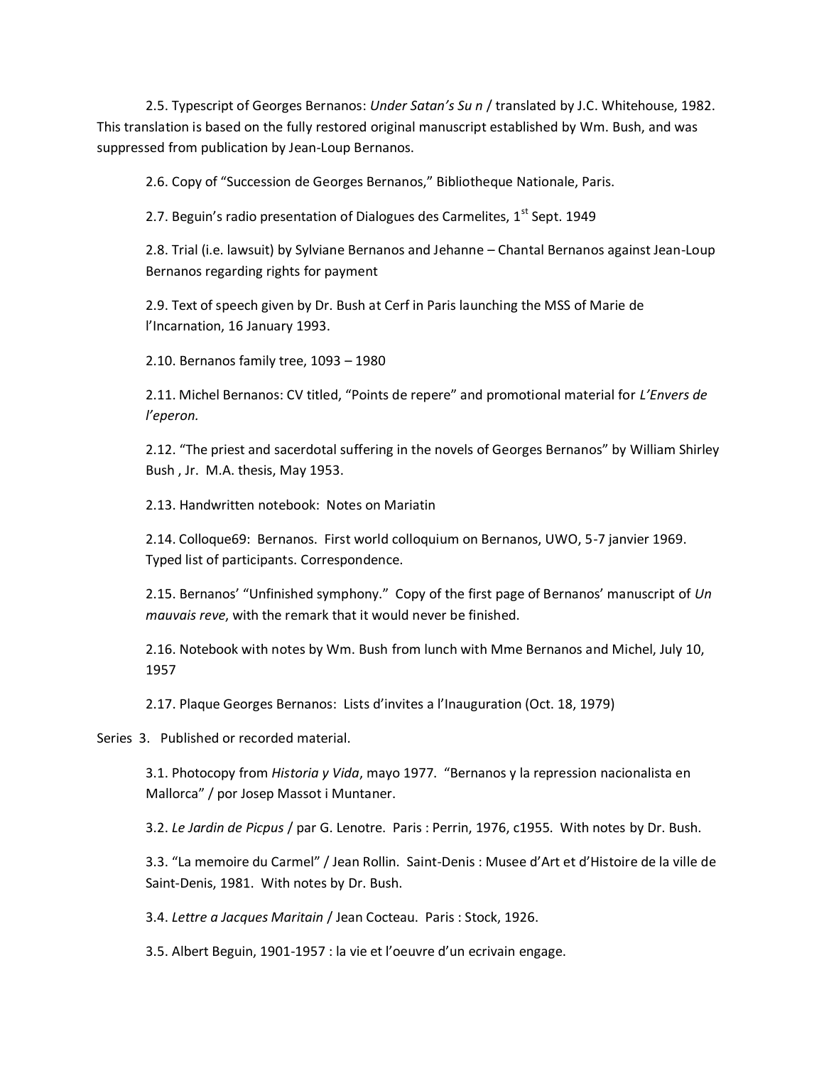2.5. Typescript of Georges Bernanos: *Under Satan's Su n* / translated by J.C. Whitehouse, 1982. This translation is based on the fully restored original manuscript established by Wm. Bush, and was suppressed from publication by Jean-Loup Bernanos.

2.6. Copy of "Succession de Georges Bernanos," Bibliotheque Nationale, Paris.

2.7. Beguin's radio presentation of Dialogues des Carmelites, 1st Sept. 1949

2.8. Trial (i.e. lawsuit) by Sylviane Bernanos and Jehanne – Chantal Bernanos against Jean-Loup Bernanos regarding rights for payment

2.9. Text of speech given by Dr. Bush at Cerf in Paris launching the MSS of Marie de l'Incarnation, 16 January 1993.

2.10. Bernanos family tree, 1093 – 1980

2.11. Michel Bernanos: CV titled, "Points de repere" and promotional material for *L'Envers de l'eperon.*

2.12. "The priest and sacerdotal suffering in the novels of Georges Bernanos" by William Shirley Bush , Jr. M.A. thesis, May 1953.

2.13. Handwritten notebook: Notes on Mariatin

2.14. Colloque69: Bernanos. First world colloquium on Bernanos, UWO, 5-7 janvier 1969. Typed list of participants. Correspondence.

2.15. Bernanos' "Unfinished symphony." Copy of the first page of Bernanos' manuscript of *Un mauvais reve*, with the remark that it would never be finished.

2.16. Notebook with notes by Wm. Bush from lunch with Mme Bernanos and Michel, July 10, 1957

2.17. Plaque Georges Bernanos: Lists d'invites a l'Inauguration (Oct. 18, 1979)

Series 3. Published or recorded material.

3.1. Photocopy from *Historia y Vida*, mayo 1977. "Bernanos y la repression nacionalista en Mallorca" / por Josep Massot i Muntaner.

3.2. *Le Jardin de Picpus* / par G. Lenotre. Paris : Perrin, 1976, c1955. With notes by Dr. Bush.

3.3. "La memoire du Carmel" / Jean Rollin. Saint-Denis : Musee d'Art et d'Histoire de la ville de Saint-Denis, 1981. With notes by Dr. Bush.

3.4. *Lettre a Jacques Maritain* / Jean Cocteau. Paris : Stock, 1926.

3.5. Albert Beguin, 1901-1957 : la vie et l'oeuvre d'un ecrivain engage.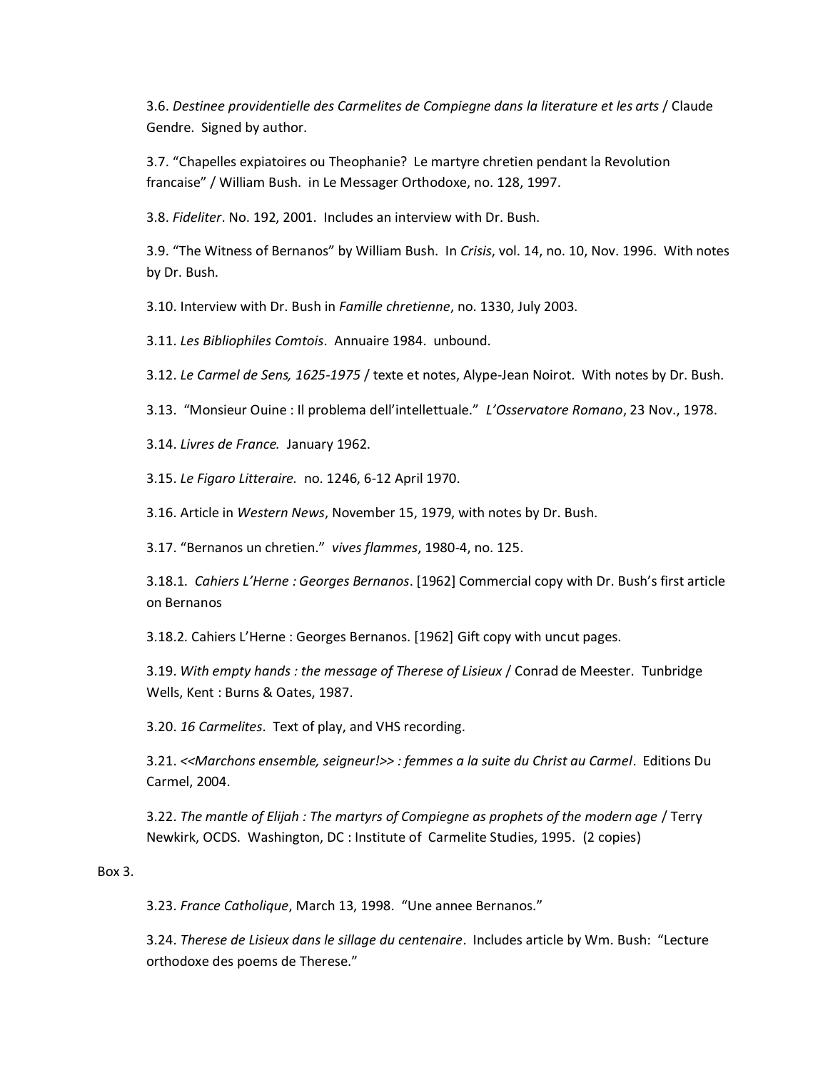3.6. *Destinee providentielle des Carmelites de Compiegne dans la literature et les arts* / Claude Gendre. Signed by author.

3.7. "Chapelles expiatoires ou Theophanie? Le martyre chretien pendant la Revolution francaise" / William Bush. in Le Messager Orthodoxe, no. 128, 1997.

3.8. *Fideliter*. No. 192, 2001. Includes an interview with Dr. Bush.

3.9. "The Witness of Bernanos" by William Bush. In *Crisis*, vol. 14, no. 10, Nov. 1996. With notes by Dr. Bush.

3.10. Interview with Dr. Bush in *Famille chretienne*, no. 1330, July 2003.

3.11. *Les Bibliophiles Comtois*. Annuaire 1984. unbound.

3.12. *Le Carmel de Sens, 1625-1975* / texte et notes, Alype-Jean Noirot. With notes by Dr. Bush.

3.13. "Monsieur Ouine : Il problema dell'intellettuale." *L'Osservatore Romano*, 23 Nov., 1978.

3.14. *Livres de France.* January 1962.

3.15. *Le Figaro Litteraire.* no. 1246, 6-12 April 1970.

3.16. Article in *Western News*, November 15, 1979, with notes by Dr. Bush.

3.17. "Bernanos un chretien." *vives flammes*, 1980-4, no. 125.

3.18.1. *Cahiers L'Herne : Georges Bernanos*. [1962] Commercial copy with Dr. Bush's first article on Bernanos

3.18.2. Cahiers L'Herne : Georges Bernanos. [1962] Gift copy with uncut pages.

3.19. *With empty hands : the message of Therese of Lisieux* / Conrad de Meester. Tunbridge Wells, Kent : Burns & Oates, 1987.

3.20. *16 Carmelites*. Text of play, and VHS recording.

3.21. *<<Marchons ensemble, seigneur!>> : femmes a la suite du Christ au Carmel*. Editions Du Carmel, 2004.

3.22. *The mantle of Elijah : The martyrs of Compiegne as prophets of the modern age* / Terry Newkirk, OCDS. Washington, DC : Institute of Carmelite Studies, 1995. (2 copies)

Box 3.

3.23. *France Catholique*, March 13, 1998. "Une annee Bernanos."

3.24. *Therese de Lisieux dans le sillage du centenaire*. Includes article by Wm. Bush: "Lecture orthodoxe des poems de Therese."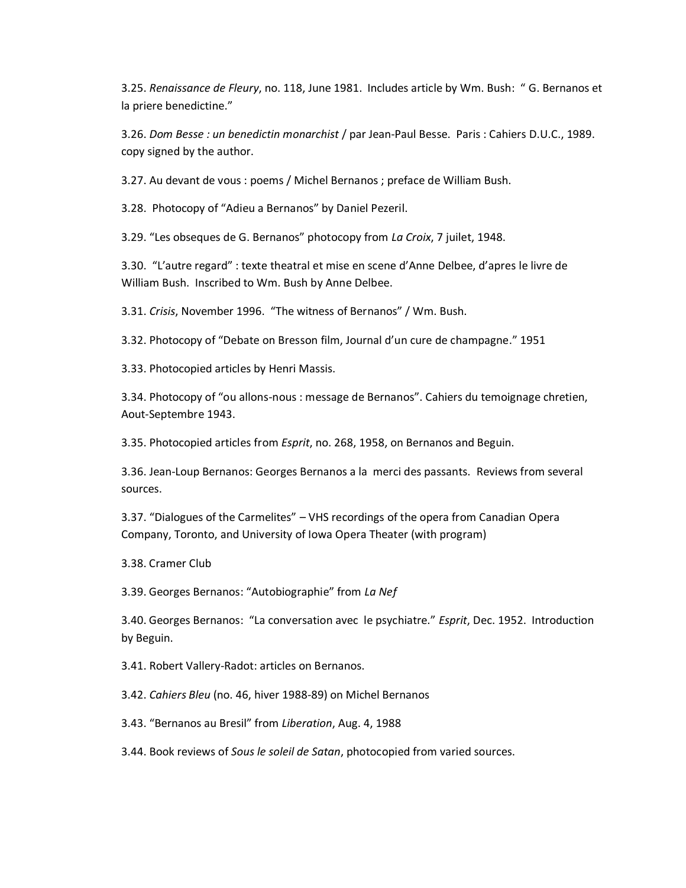3.25. *Renaissance de Fleury*, no. 118, June 1981. Includes article by Wm. Bush: " G. Bernanos et la priere benedictine."

3.26. *Dom Besse : un benedictin monarchist* / par Jean-Paul Besse. Paris : Cahiers D.U.C., 1989. copy signed by the author.

3.27. Au devant de vous : poems / Michel Bernanos ; preface de William Bush.

3.28. Photocopy of "Adieu a Bernanos" by Daniel Pezeril.

3.29. "Les obseques de G. Bernanos" photocopy from *La Croix*, 7 juilet, 1948.

3.30. "L'autre regard" : texte theatral et mise en scene d'Anne Delbee, d'apres le livre de William Bush. Inscribed to Wm. Bush by Anne Delbee.

3.31. *Crisis*, November 1996. "The witness of Bernanos" / Wm. Bush.

3.32. Photocopy of "Debate on Bresson film, Journal d'un cure de champagne." 1951

3.33. Photocopied articles by Henri Massis.

3.34. Photocopy of "ou allons-nous : message de Bernanos". Cahiers du temoignage chretien, Aout-Septembre 1943.

3.35. Photocopied articles from *Esprit*, no. 268, 1958, on Bernanos and Beguin.

3.36. Jean-Loup Bernanos: Georges Bernanos a la merci des passants. Reviews from several sources.

3.37. "Dialogues of the Carmelites" – VHS recordings of the opera from Canadian Opera Company, Toronto, and University of Iowa Opera Theater (with program)

3.38. Cramer Club

3.39. Georges Bernanos: "Autobiographie" from *La Nef*

3.40. Georges Bernanos: "La conversation avec le psychiatre." *Esprit*, Dec. 1952. Introduction by Beguin.

3.41. Robert Vallery-Radot: articles on Bernanos.

3.42. *Cahiers Bleu* (no. 46, hiver 1988-89) on Michel Bernanos

3.43. "Bernanos au Bresil" from *Liberation*, Aug. 4, 1988

3.44. Book reviews of *Sous le soleil de Satan*, photocopied from varied sources.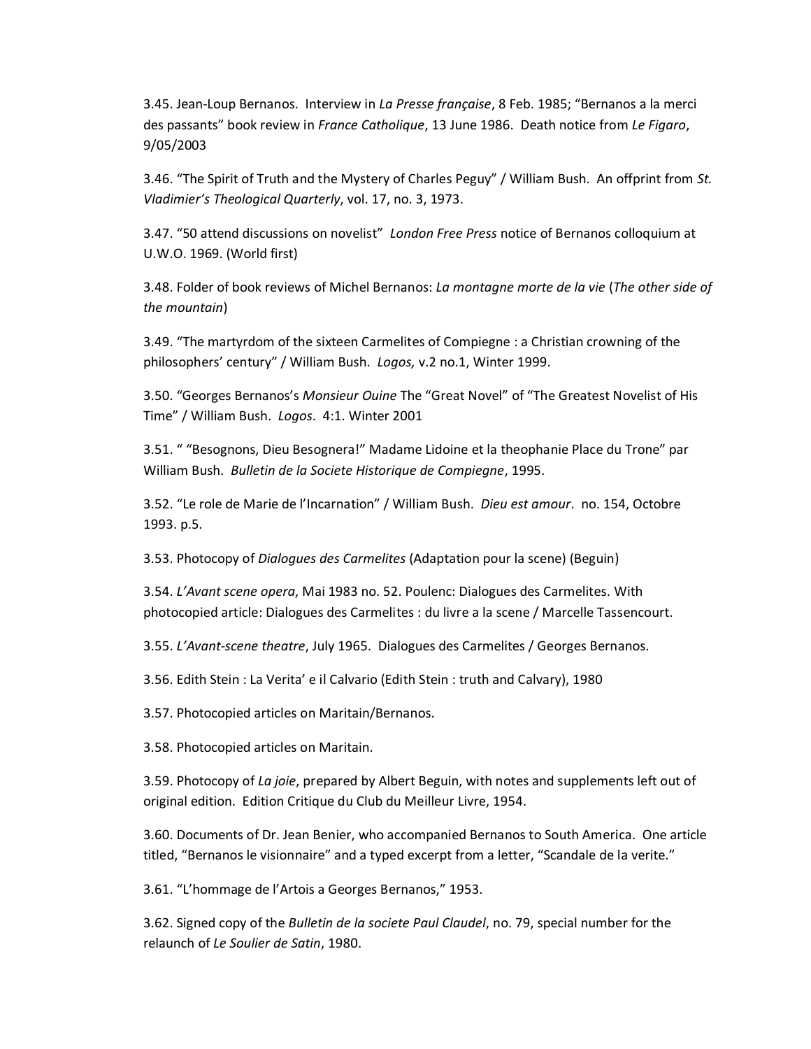3.45. Jean-Loup Bernanos. Interview in *La Presse française*, 8 Feb. 1985; “Bernanos a la merci des passants” book review in *France Catholique*, 13 June 1986. Death notice from *Le Figaro*, 9/05/2003

3.46. “The Spirit of Truth and the Mystery of Charles Peguy” / William Bush. An offprint from *St. Vladimier’s Theological Quarterly*, vol. 17, no. 3, 1973.

3.47. “50 attend discussions on novelist” *London Free Press* notice of Bernanos colloquium at U.W.O. 1969. (World first)

3.48. Folder of book reviews of Michel Bernanos: *La montagne morte de la vie* (*The other side of the mountain*)

3.49. “The martyrdom of the sixteen Carmelites of Compiegne : a Christian crowning of the philosophers’ century” / William Bush. *Logos,* v.2 no.1, Winter 1999.

3.50. “Georges Bernanos’s *Monsieur Ouine* The “Great Novel” of “The Greatest Novelist of His Time” / William Bush. *Logos*. 4:1. Winter 2001

3.51. “ “Besognons, Dieu Besognera!” Madame Lidoine et la theophanie Place du Trone” par William Bush. *Bulletin de la Societe Historique de Compiegne*, 1995.

3.52. “Le role de Marie de l’Incarnation” / William Bush. *Dieu est amour*. no. 154, Octobre 1993. p.5.

3.53. Photocopy of *Dialogues des Carmelites* (Adaptation pour la scene) (Beguin)

3.54. *L’Avant scene opera*, Mai 1983 no. 52. Poulenc: Dialogues des Carmelites. With photocopied article: Dialogues des Carmelites : du livre a la scene / Marcelle Tassencourt.

3.55. *L’Avant-scene theatre*, July 1965. Dialogues des Carmelites / Georges Bernanos.

3.56. Edith Stein : La Verita’ e il Calvario (Edith Stein : truth and Calvary), 1980

3.57. Photocopied articles on Maritain/Bernanos.

3.58. Photocopied articles on Maritain.

3.59. Photocopy of *La joie*, prepared by Albert Beguin, with notes and supplements left out of original edition. Edition Critique du Club du Meilleur Livre, 1954.

3.60. Documents of Dr. Jean Benier, who accompanied Bernanos to South America. One article titled, “Bernanos le visionnaire” and a typed excerpt from a letter, “Scandale de la verite.”

3.61. “L’hommage de l’Artois a Georges Bernanos,” 1953.

3.62. Signed copy of the *Bulletin de la societe Paul Claudel*, no. 79, special number for the relaunch of *Le Soulier de Satin*, 1980.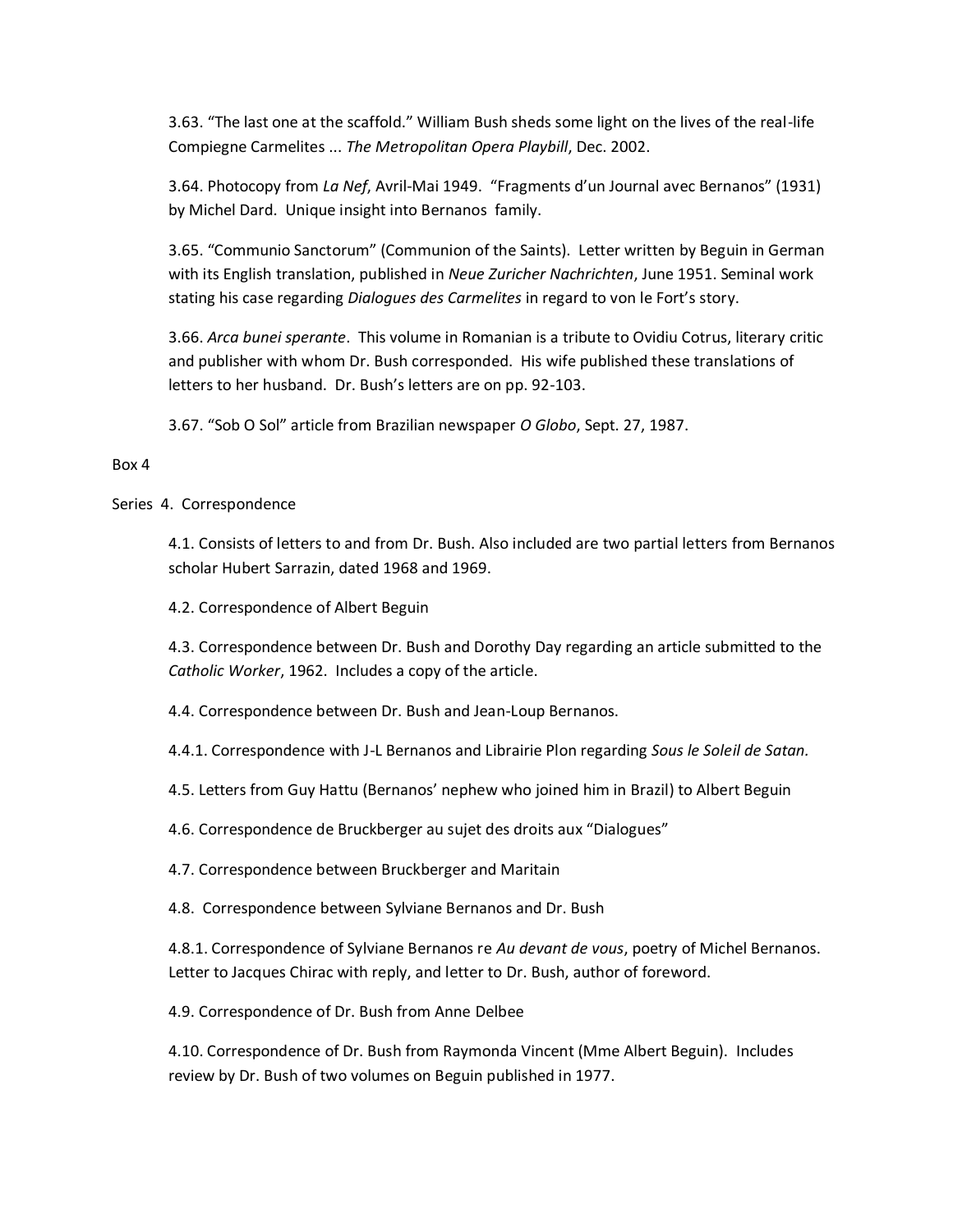3.63. "The last one at the scaffold." William Bush sheds some light on the lives of the real-life Compiegne Carmelites ... *The Metropolitan Opera Playbill*, Dec. 2002.

3.64. Photocopy from *La Nef*, Avril-Mai 1949. "Fragments d'un Journal avec Bernanos" (1931) by Michel Dard. Unique insight into Bernanos family.

3.65. "Communio Sanctorum" (Communion of the Saints). Letter written by Beguin in German with its English translation, published in *Neue Zuricher Nachrichten*, June 1951. Seminal work stating his case regarding *Dialogues des Carmelites* in regard to von le Fort's story.

3.66. *Arca bunei sperante*. This volume in Romanian is a tribute to Ovidiu Cotrus, literary critic and publisher with whom Dr. Bush corresponded. His wife published these translations of letters to her husband. Dr. Bush's letters are on pp. 92-103.

3.67. "Sob O Sol" article from Brazilian newspaper *O Globo*, Sept. 27, 1987.

Box 4

Series 4. Correspondence

4.1. Consists of letters to and from Dr. Bush. Also included are two partial letters from Bernanos scholar Hubert Sarrazin, dated 1968 and 1969.

4.2. Correspondence of Albert Beguin

4.3. Correspondence between Dr. Bush and Dorothy Day regarding an article submitted to the *Catholic Worker*, 1962. Includes a copy of the article.

4.4. Correspondence between Dr. Bush and Jean-Loup Bernanos.

4.4.1. Correspondence with J-L Bernanos and Librairie Plon regarding *Sous le Soleil de Satan.*

4.5. Letters from Guy Hattu (Bernanos' nephew who joined him in Brazil) to Albert Beguin

4.6. Correspondence de Bruckberger au sujet des droits aux "Dialogues"

4.7. Correspondence between Bruckberger and Maritain

4.8. Correspondence between Sylviane Bernanos and Dr. Bush

4.8.1. Correspondence of Sylviane Bernanos re *Au devant de vous*, poetry of Michel Bernanos. Letter to Jacques Chirac with reply, and letter to Dr. Bush, author of foreword.

4.9. Correspondence of Dr. Bush from Anne Delbee

4.10. Correspondence of Dr. Bush from Raymonda Vincent (Mme Albert Beguin). Includes review by Dr. Bush of two volumes on Beguin published in 1977.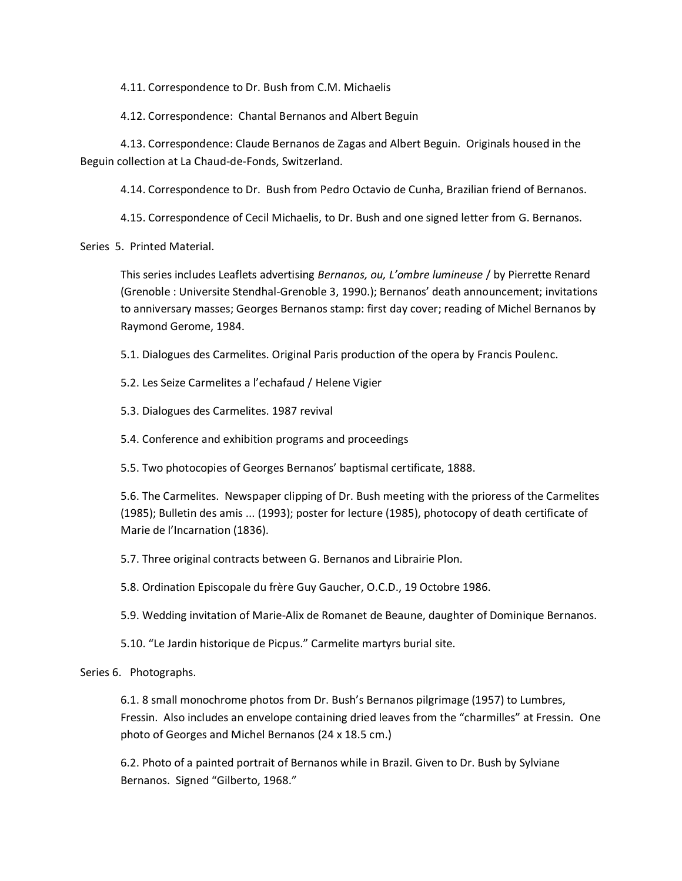4.11. Correspondence to Dr. Bush from C.M. Michaelis

4.12. Correspondence: Chantal Bernanos and Albert Beguin

4.13. Correspondence: Claude Bernanos de Zagas and Albert Beguin. Originals housed in the Beguin collection at La Chaud-de-Fonds, Switzerland.

4.14. Correspondence to Dr. Bush from Pedro Octavio de Cunha, Brazilian friend of Bernanos.

4.15. Correspondence of Cecil Michaelis, to Dr. Bush and one signed letter from G. Bernanos.

Series 5. Printed Material.

This series includes Leaflets advertising *Bernanos, ou, L'ombre lumineuse* / by Pierrette Renard (Grenoble : Universite Stendhal-Grenoble 3, 1990.); Bernanos' death announcement; invitations to anniversary masses; Georges Bernanos stamp: first day cover; reading of Michel Bernanos by Raymond Gerome, 1984.

5.1. Dialogues des Carmelites. Original Paris production of the opera by Francis Poulenc.

5.2. Les Seize Carmelites a l'echafaud / Helene Vigier

5.3. Dialogues des Carmelites. 1987 revival

5.4. Conference and exhibition programs and proceedings

5.5. Two photocopies of Georges Bernanos' baptismal certificate, 1888.

5.6. The Carmelites. Newspaper clipping of Dr. Bush meeting with the prioress of the Carmelites (1985); Bulletin des amis ... (1993); poster for lecture (1985), photocopy of death certificate of Marie de l'Incarnation (1836).

5.7. Three original contracts between G. Bernanos and Librairie Plon.

5.8. Ordination Episcopale du frère Guy Gaucher, O.C.D., 19 Octobre 1986.

5.9. Wedding invitation of Marie-Alix de Romanet de Beaune, daughter of Dominique Bernanos.

5.10. "Le Jardin historique de Picpus." Carmelite martyrs burial site.

Series 6. Photographs.

6.1. 8 small monochrome photos from Dr. Bush's Bernanos pilgrimage (1957) to Lumbres, Fressin. Also includes an envelope containing dried leaves from the "charmilles" at Fressin. One photo of Georges and Michel Bernanos (24 x 18.5 cm.)

6.2. Photo of a painted portrait of Bernanos while in Brazil. Given to Dr. Bush by Sylviane Bernanos. Signed "Gilberto, 1968."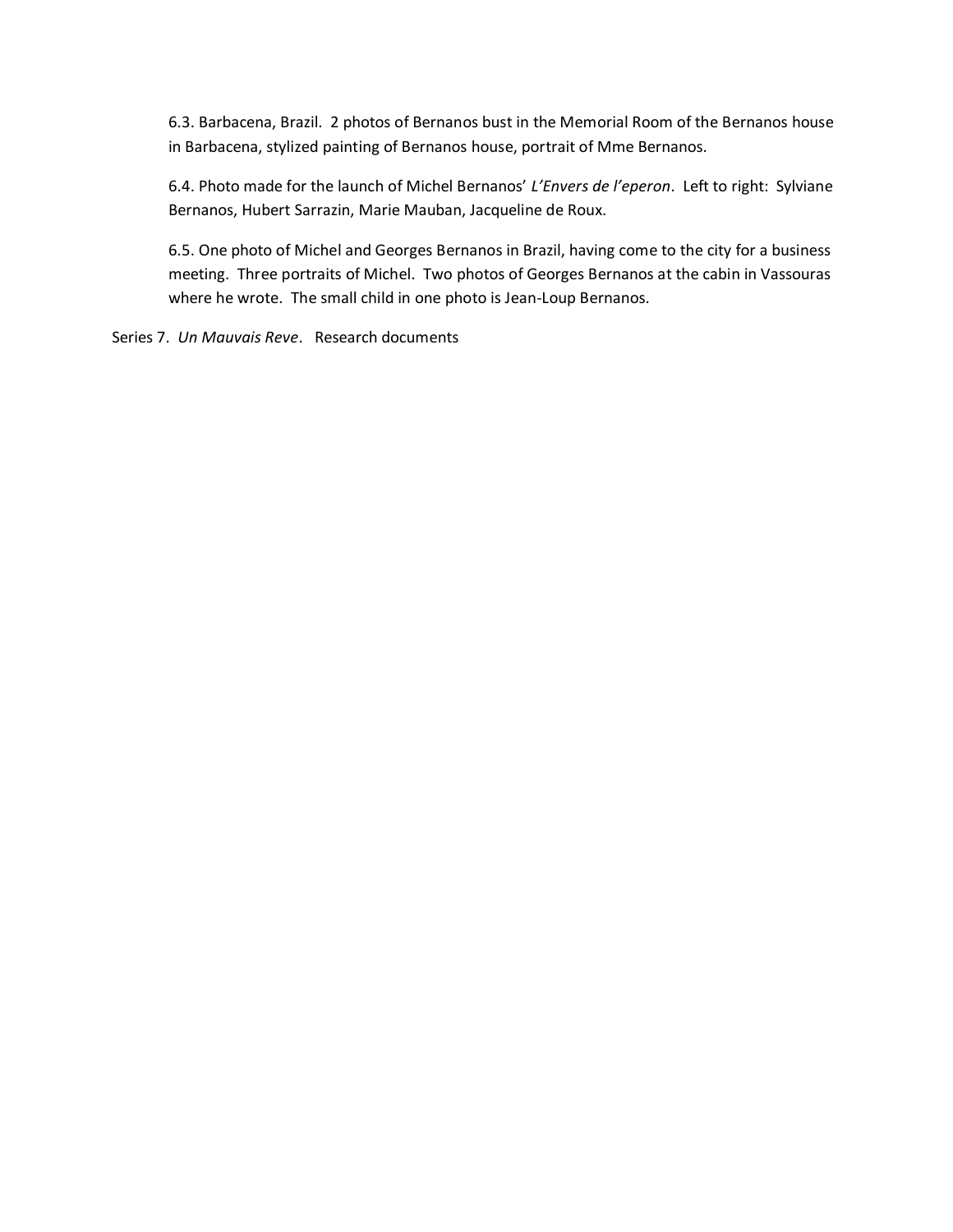6.3. Barbacena, Brazil.  2 photos of Bernanos bust in the Memorial Room of the Bernanos house in Barbacena, stylized painting of Bernanos house, portrait of Mme Bernanos.

6.4. Photo made for the launch of Michel Bernanos' *L'Envers de l'eperon*.  Left to right:  Sylviane Bernanos, Hubert Sarrazin, Marie Mauban, Jacqueline de Roux.

6.5. One photo of Michel and Georges Bernanos in Brazil, having come to the city for a business meeting.  Three portraits of Michel.  Two photos of Georges Bernanos at the cabin in Vassouras where he wrote.  The small child in one photo is Jean-Loup Bernanos.

Series 7.  *Un Mauvais Reve*.   Research documents